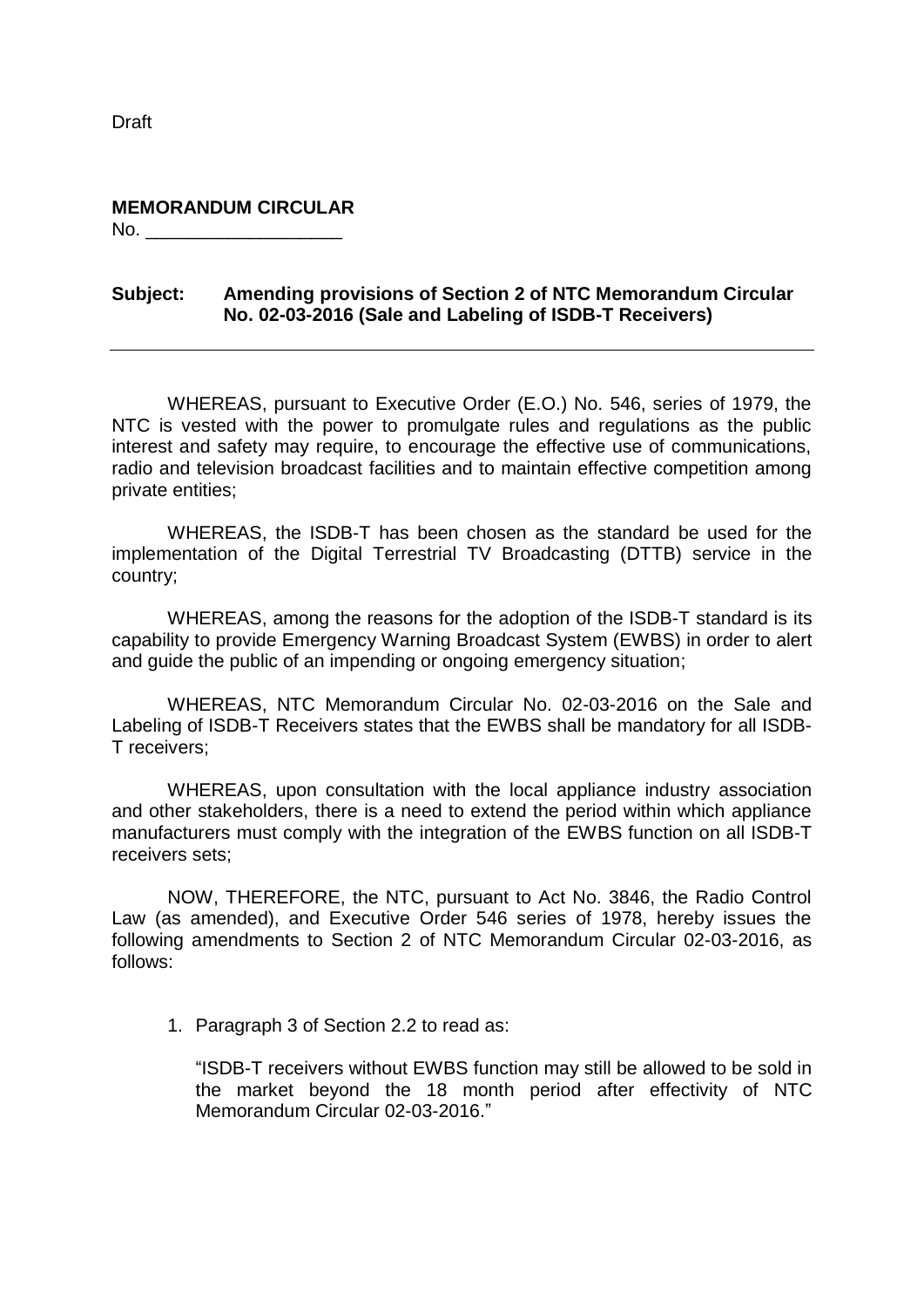Draft

**MEMORANDUM CIRCULAR**
No. ___________________

**Subject: Amending provisions of Section 2 of NTC Memorandum Circular No. 02-03-2016 (Sale and Labeling of ISDB-T Receivers)**

---

WHEREAS, pursuant to Executive Order (E.O.) No. 546, series of 1979, the NTC is vested with the power to promulgate rules and regulations as the public interest and safety may require, to encourage the effective use of communications, radio and television broadcast facilities and to maintain effective competition among private entities;

WHEREAS, the ISDB-T has been chosen as the standard be used for the implementation of the Digital Terrestrial TV Broadcasting (DTTB) service in the country;

WHEREAS, among the reasons for the adoption of the ISDB-T standard is its capability to provide Emergency Warning Broadcast System (EWBS) in order to alert and guide the public of an impending or ongoing emergency situation;

WHEREAS, NTC Memorandum Circular No. 02-03-2016 on the Sale and Labeling of ISDB-T Receivers states that the EWBS shall be mandatory for all ISDB-T receivers;

WHEREAS, upon consultation with the local appliance industry association and other stakeholders, there is a need to extend the period within which appliance manufacturers must comply with the integration of the EWBS function on all ISDB-T receivers sets;

NOW, THEREFORE, the NTC, pursuant to Act No. 3846, the Radio Control Law (as amended), and Executive Order 546 series of 1978, hereby issues the following amendments to Section 2 of NTC Memorandum Circular 02-03-2016, as follows:

1. Paragraph 3 of Section 2.2 to read as:

   "ISDB-T receivers without EWBS function may still be allowed to be sold in the market beyond the 18 month period after effectivity of NTC Memorandum Circular 02-03-2016."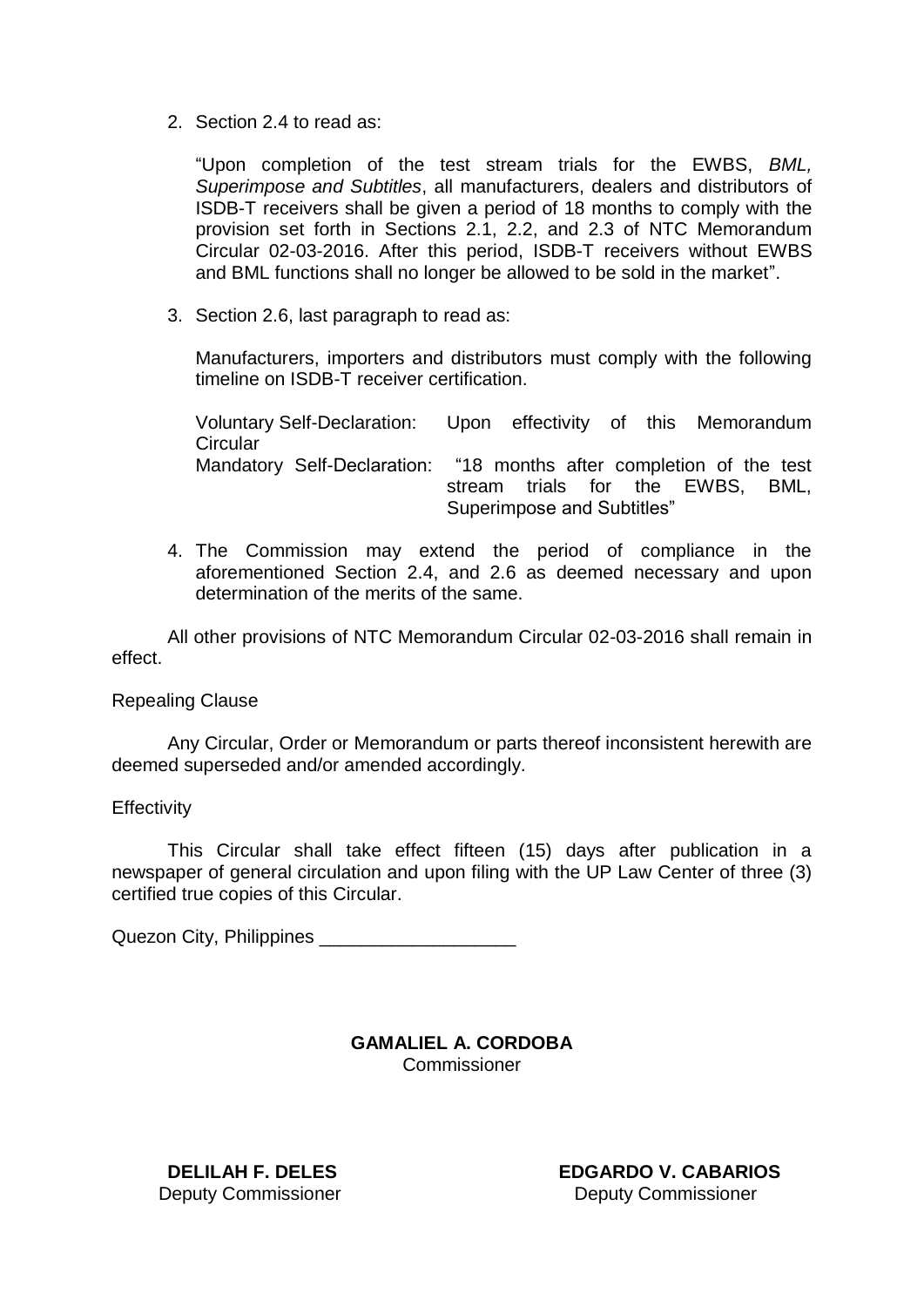2. Section 2.4 to read as:

   "Upon completion of the test stream trials for the EWBS, *BML, Superimpose and Subtitles*, all manufacturers, dealers and distributors of ISDB-T receivers shall be given a period of 18 months to comply with the provision set forth in Sections 2.1, 2.2, and 2.3 of NTC Memorandum Circular 02-03-2016. After this period, ISDB-T receivers without EWBS and BML functions shall no longer be allowed to be sold in the market".

3. Section 2.6, last paragraph to read as:

   Manufacturers, importers and distributors must comply with the following timeline on ISDB-T receiver certification.

   | | |
   |---|---|
   | Voluntary Self-Declaration: | Upon effectivity of this Memorandum Circular |
   | Mandatory Self-Declaration: | "18 months after completion of the test stream trials for the EWBS, BML, Superimpose and Subtitles" |

4. The Commission may extend the period of compliance in the aforementioned Section 2.4, and 2.6 as deemed necessary and upon determination of the merits of the same.

All other provisions of NTC Memorandum Circular 02-03-2016 shall remain in effect.

Repealing Clause

Any Circular, Order or Memorandum or parts thereof inconsistent herewith are deemed superseded and/or amended accordingly.

Effectivity

This Circular shall take effect fifteen (15) days after publication in a newspaper of general circulation and upon filing with the UP Law Center of three (3) certified true copies of this Circular.

Quezon City, Philippines ___________________

**GAMALIEL A. CORDOBA**
Commissioner

**DELILAH F. DELES**
Deputy Commissioner

**EDGARDO V. CABARIOS**
Deputy Commissioner